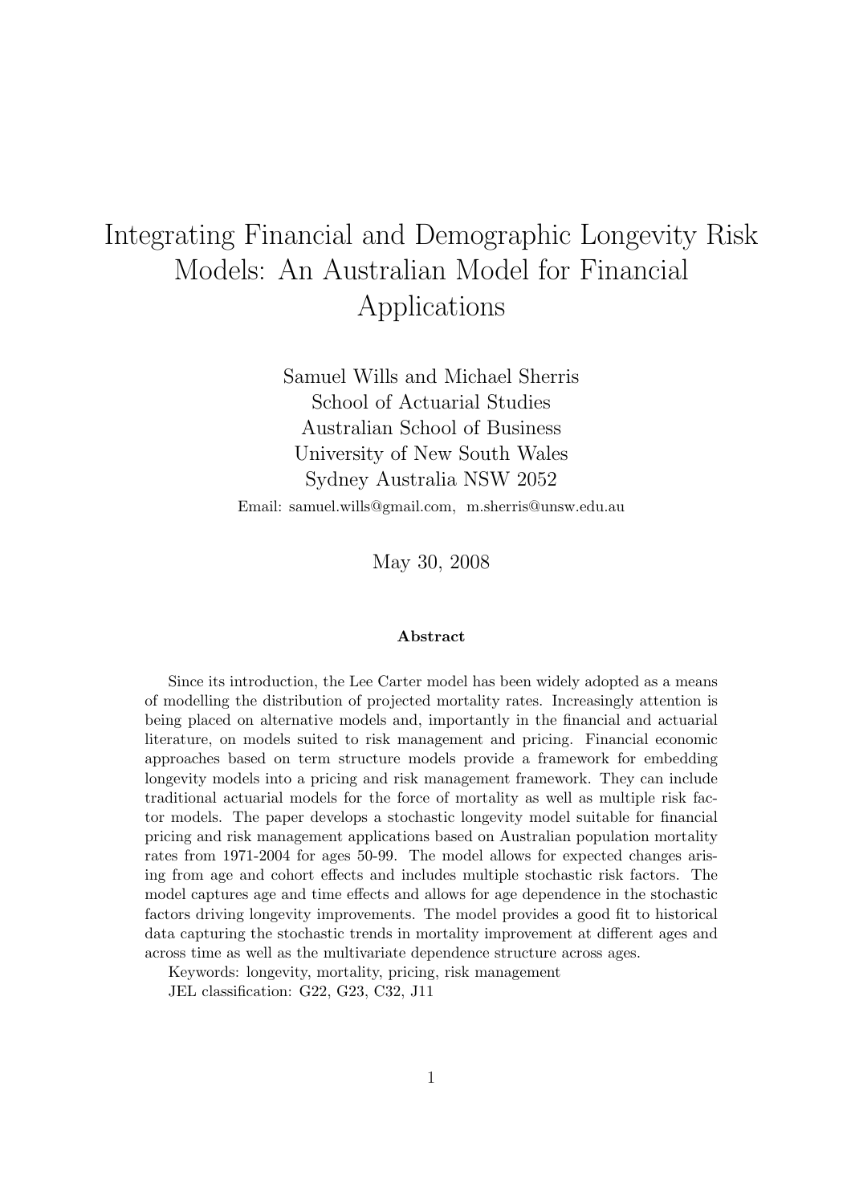# Integrating Financial and Demographic Longevity Risk Models: An Australian Model for Financial Applications

Samuel Wills and Michael Sherris
School of Actuarial Studies
Australian School of Business
University of New South Wales
Sydney Australia NSW 2052

Email: samuel.wills@gmail.com, m.sherris@unsw.edu.au

May 30, 2008

#### Abstract

Since its introduction, the Lee Carter model has been widely adopted as a means of modelling the distribution of projected mortality rates. Increasingly attention is being placed on alternative models and, importantly in the financial and actuarial literature, on models suited to risk management and pricing. Financial economic approaches based on term structure models provide a framework for embedding longevity models into a pricing and risk management framework. They can include traditional actuarial models for the force of mortality as well as multiple risk factor models. The paper develops a stochastic longevity model suitable for financial pricing and risk management applications based on Australian population mortality rates from 1971-2004 for ages 50-99. The model allows for expected changes arising from age and cohort effects and includes multiple stochastic risk factors. The model captures age and time effects and allows for age dependence in the stochastic factors driving longevity improvements. The model provides a good fit to historical data capturing the stochastic trends in mortality improvement at different ages and across time as well as the multivariate dependence structure across ages.

Keywords: longevity, mortality, pricing, risk management

JEL classification: G22, G23, C32, J11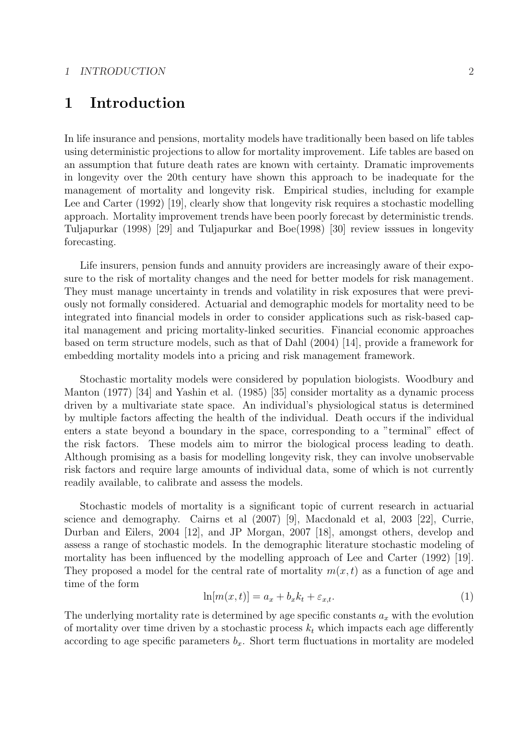# 1 Introduction

In life insurance and pensions, mortality models have traditionally been based on life tables using deterministic projections to allow for mortality improvement. Life tables are based on an assumption that future death rates are known with certainty. Dramatic improvements in longevity over the 20th century have shown this approach to be inadequate for the management of mortality and longevity risk. Empirical studies, including for example Lee and Carter (1992) [19], clearly show that longevity risk requires a stochastic modelling approach. Mortality improvement trends have been poorly forecast by deterministic trends. Tuljapurkar (1998) [29] and Tuljapurkar and Boe(1998) [30] review isssues in longevity forecasting.

Life insurers, pension funds and annuity providers are increasingly aware of their exposure to the risk of mortality changes and the need for better models for risk management. They must manage uncertainty in trends and volatility in risk exposures that were previously not formally considered. Actuarial and demographic models for mortality need to be integrated into financial models in order to consider applications such as risk-based capital management and pricing mortality-linked securities. Financial economic approaches based on term structure models, such as that of Dahl (2004) [14], provide a framework for embedding mortality models into a pricing and risk management framework.

Stochastic mortality models were considered by population biologists. Woodbury and Manton (1977) [34] and Yashin et al. (1985) [35] consider mortality as a dynamic process driven by a multivariate state space. An individual's physiological status is determined by multiple factors affecting the health of the individual. Death occurs if the individual enters a state beyond a boundary in the space, corresponding to a "terminal" effect of the risk factors. These models aim to mirror the biological process leading to death. Although promising as a basis for modelling longevity risk, they can involve unobservable risk factors and require large amounts of individual data, some of which is not currently readily available, to calibrate and assess the models.

Stochastic models of mortality is a significant topic of current research in actuarial science and demography. Cairns et al (2007) [9], Macdonald et al, 2003 [22], Currie, Durban and Eilers, 2004 [12], and JP Morgan, 2007 [18], amongst others, develop and assess a range of stochastic models. In the demographic literature stochastic modeling of mortality has been influenced by the modelling approach of Lee and Carter (1992) [19]. They proposed a model for the central rate of mortality $m(x,t)$ as a function of age and time of the form

$$\ln[m(x,t)] = a_x + b_x k_t + \varepsilon_{x,t}. \tag{1}$$

The underlying mortality rate is determined by age specific constants $a_x$ with the evolution of mortality over time driven by a stochastic process $k_t$ which impacts each age differently according to age specific parameters $b_x$. Short term fluctuations in mortality are modeled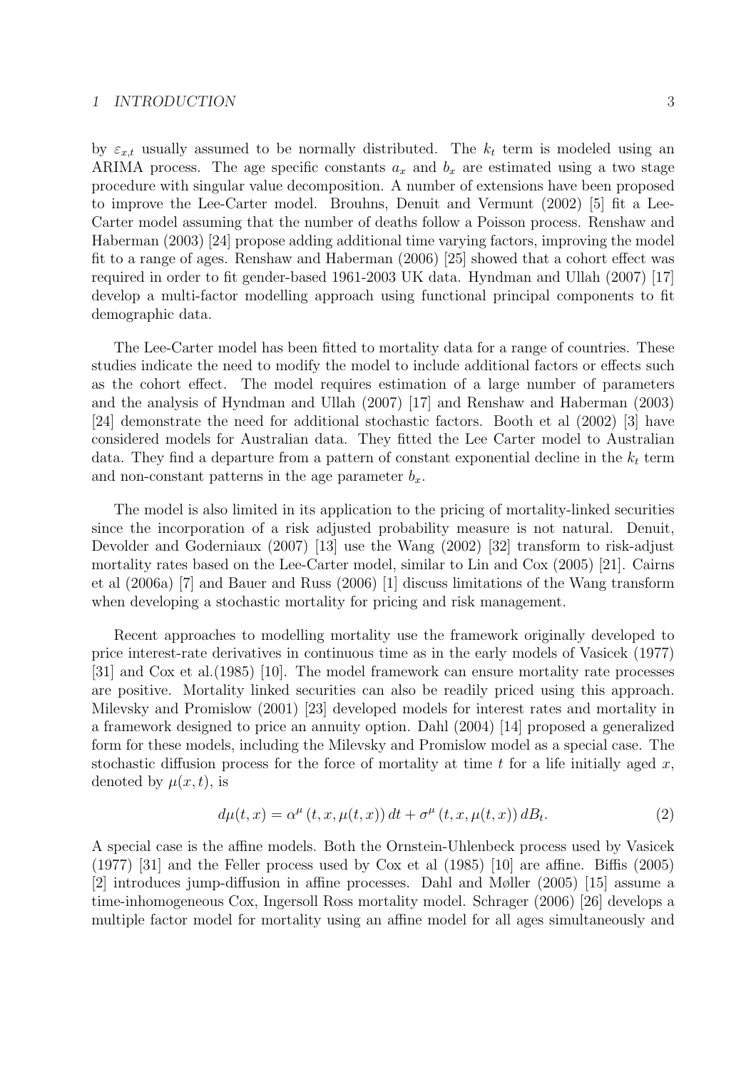by $\varepsilon_{x,t}$ usually assumed to be normally distributed. The $k_t$ term is modeled using an ARIMA process. The age specific constants $a_x$ and $b_x$ are estimated using a two stage procedure with singular value decomposition. A number of extensions have been proposed to improve the Lee-Carter model. Brouhns, Denuit and Vermunt (2002) [5] fit a Lee-Carter model assuming that the number of deaths follow a Poisson process. Renshaw and Haberman (2003) [24] propose adding additional time varying factors, improving the model fit to a range of ages. Renshaw and Haberman (2006) [25] showed that a cohort effect was required in order to fit gender-based 1961-2003 UK data. Hyndman and Ullah (2007) [17] develop a multi-factor modelling approach using functional principal components to fit demographic data.

The Lee-Carter model has been fitted to mortality data for a range of countries. These studies indicate the need to modify the model to include additional factors or effects such as the cohort effect. The model requires estimation of a large number of parameters and the analysis of Hyndman and Ullah (2007) [17] and Renshaw and Haberman (2003) [24] demonstrate the need for additional stochastic factors. Booth et al (2002) [3] have considered models for Australian data. They fitted the Lee Carter model to Australian data. They find a departure from a pattern of constant exponential decline in the $k_t$ term and non-constant patterns in the age parameter $b_x$.

The model is also limited in its application to the pricing of mortality-linked securities since the incorporation of a risk adjusted probability measure is not natural. Denuit, Devolder and Goderniaux (2007) [13] use the Wang (2002) [32] transform to risk-adjust mortality rates based on the Lee-Carter model, similar to Lin and Cox (2005) [21]. Cairns et al (2006a) [7] and Bauer and Russ (2006) [1] discuss limitations of the Wang transform when developing a stochastic mortality for pricing and risk management.

Recent approaches to modelling mortality use the framework originally developed to price interest-rate derivatives in continuous time as in the early models of Vasicek (1977) [31] and Cox et al.(1985) [10]. The model framework can ensure mortality rate processes are positive. Mortality linked securities can also be readily priced using this approach. Milevsky and Promislow (2001) [23] developed models for interest rates and mortality in a framework designed to price an annuity option. Dahl (2004) [14] proposed a generalized form for these models, including the Milevsky and Promislow model as a special case. The stochastic diffusion process for the force of mortality at time $t$ for a life initially aged $x$, denoted by $\mu(x, t)$, is

$$d\mu(t, x) = \alpha^{\mu}\left(t, x, \mu(t, x)\right) dt + \sigma^{\mu}\left(t, x, \mu(t, x)\right) dB_t. \tag{2}$$

A special case is the affine models. Both the Ornstein-Uhlenbeck process used by Vasicek (1977) [31] and the Feller process used by Cox et al (1985) [10] are affine. Biffis (2005) [2] introduces jump-diffusion in affine processes. Dahl and Møller (2005) [15] assume a time-inhomogeneous Cox, Ingersoll Ross mortality model. Schrager (2006) [26] develops a multiple factor model for mortality using an affine model for all ages simultaneously and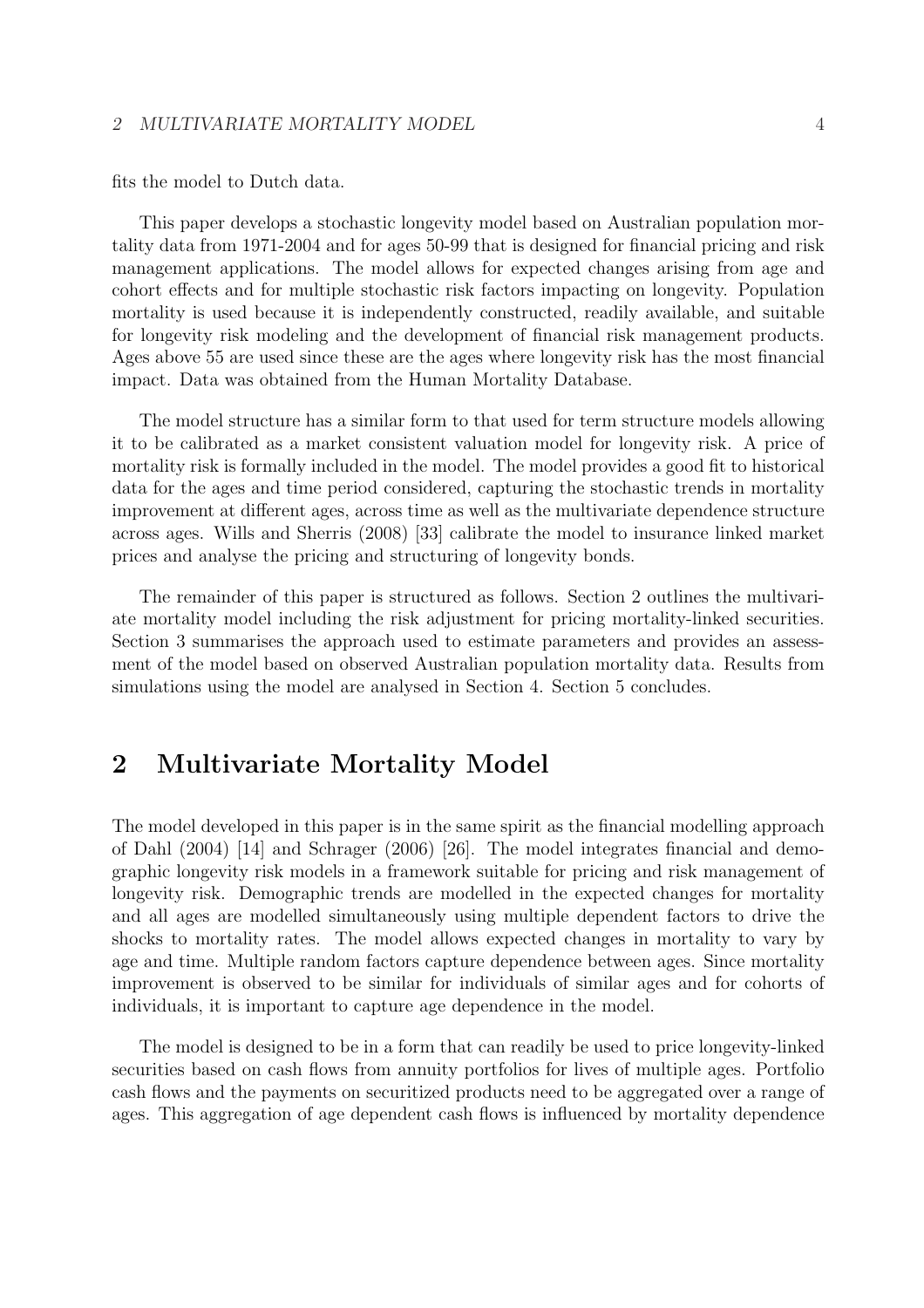fits the model to Dutch data.

This paper develops a stochastic longevity model based on Australian population mortality data from 1971-2004 and for ages 50-99 that is designed for financial pricing and risk management applications. The model allows for expected changes arising from age and cohort effects and for multiple stochastic risk factors impacting on longevity. Population mortality is used because it is independently constructed, readily available, and suitable for longevity risk modeling and the development of financial risk management products. Ages above 55 are used since these are the ages where longevity risk has the most financial impact. Data was obtained from the Human Mortality Database.

The model structure has a similar form to that used for term structure models allowing it to be calibrated as a market consistent valuation model for longevity risk. A price of mortality risk is formally included in the model. The model provides a good fit to historical data for the ages and time period considered, capturing the stochastic trends in mortality improvement at different ages, across time as well as the multivariate dependence structure across ages. Wills and Sherris (2008) [33] calibrate the model to insurance linked market prices and analyse the pricing and structuring of longevity bonds.

The remainder of this paper is structured as follows. Section 2 outlines the multivariate mortality model including the risk adjustment for pricing mortality-linked securities. Section 3 summarises the approach used to estimate parameters and provides an assessment of the model based on observed Australian population mortality data. Results from simulations using the model are analysed in Section 4. Section 5 concludes.

# 2 Multivariate Mortality Model

The model developed in this paper is in the same spirit as the financial modelling approach of Dahl (2004) [14] and Schrager (2006) [26]. The model integrates financial and demographic longevity risk models in a framework suitable for pricing and risk management of longevity risk. Demographic trends are modelled in the expected changes for mortality and all ages are modelled simultaneously using multiple dependent factors to drive the shocks to mortality rates. The model allows expected changes in mortality to vary by age and time. Multiple random factors capture dependence between ages. Since mortality improvement is observed to be similar for individuals of similar ages and for cohorts of individuals, it is important to capture age dependence in the model.

The model is designed to be in a form that can readily be used to price longevity-linked securities based on cash flows from annuity portfolios for lives of multiple ages. Portfolio cash flows and the payments on securitized products need to be aggregated over a range of ages. This aggregation of age dependent cash flows is influenced by mortality dependence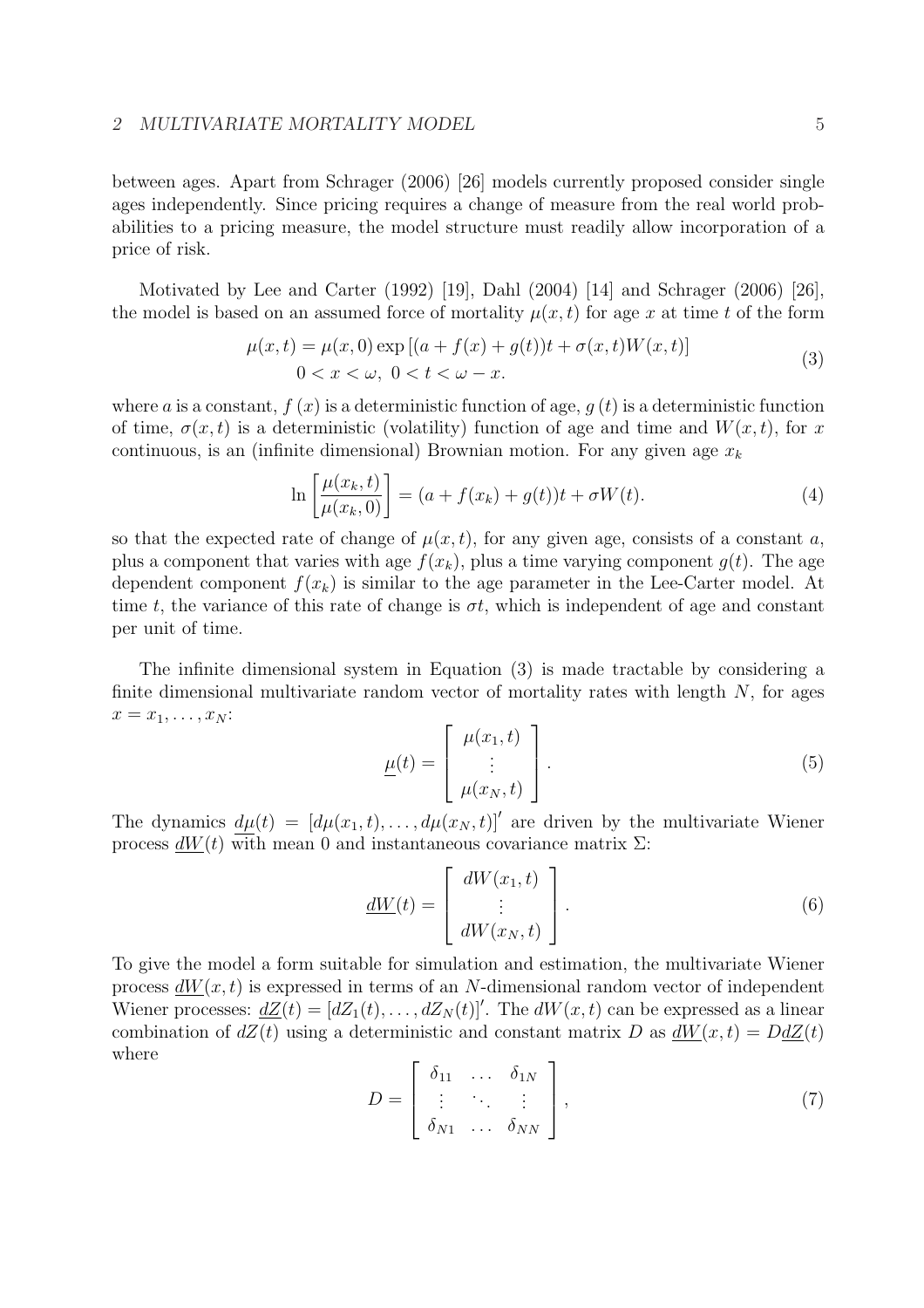between ages. Apart from Schrager (2006) [26] models currently proposed consider single ages independently. Since pricing requires a change of measure from the real world probabilities to a pricing measure, the model structure must readily allow incorporation of a price of risk.

Motivated by Lee and Carter (1992) [19], Dahl (2004) [14] and Schrager (2006) [26], the model is based on an assumed force of mortality $\mu(x,t)$ for age $x$ at time $t$ of the form

$$\begin{gathered}\mu(x,t) = \mu(x,0)\exp\left[(a + f(x) + g(t))t + \sigma(x,t)W(x,t)\right] \\ 0 < x < \omega,\ 0 < t < \omega - x.\end{gathered} \tag{3}$$

where $a$ is a constant, $f(x)$ is a deterministic function of age, $g(t)$ is a deterministic function of time, $\sigma(x,t)$ is a deterministic (volatility) function of age and time and $W(x,t)$, for $x$ continuous, is an (infinite dimensional) Brownian motion. For any given age $x_k$

$$\ln\left[\frac{\mu(x_k,t)}{\mu(x_k,0)}\right] = (a + f(x_k) + g(t))t + \sigma W(t). \tag{4}$$

so that the expected rate of change of $\mu(x,t)$, for any given age, consists of a constant $a$, plus a component that varies with age $f(x_k)$, plus a time varying component $g(t)$. The age dependent component $f(x_k)$ is similar to the age parameter in the Lee-Carter model. At time $t$, the variance of this rate of change is $\sigma t$, which is independent of age and constant per unit of time.

The infinite dimensional system in Equation (3) is made tractable by considering a finite dimensional multivariate random vector of mortality rates with length $N$, for ages $x = x_1, \ldots, x_N$:

$$\underline{\mu}(t) = \begin{bmatrix} \mu(x_1,t) \\ \vdots \\ \mu(x_N,t) \end{bmatrix}. \tag{5}$$

The dynamics $d\underline{\mu}(t) = [d\mu(x_1,t), \ldots, d\mu(x_N,t)]'$ are driven by the multivariate Wiener process $\underline{dW}(t)$ with mean 0 and instantaneous covariance matrix $\Sigma$:

$$\underline{dW}(t) = \begin{bmatrix} dW(x_1,t) \\ \vdots \\ dW(x_N,t) \end{bmatrix}. \tag{6}$$

To give the model a form suitable for simulation and estimation, the multivariate Wiener process $\underline{dW}(x,t)$ is expressed in terms of an $N$-dimensional random vector of independent Wiener processes: $\underline{dZ}(t) = [dZ_1(t), \ldots, dZ_N(t)]'$. The $dW(x,t)$ can be expressed as a linear combination of $dZ(t)$ using a deterministic and constant matrix $D$ as $\underline{dW}(x,t) = D\underline{dZ}(t)$ where

$$D = \begin{bmatrix} \delta_{11} & \ldots & \delta_{1N} \\ \vdots & \ddots & \vdots \\ \delta_{N1} & \ldots & \delta_{NN} \end{bmatrix}, \tag{7}$$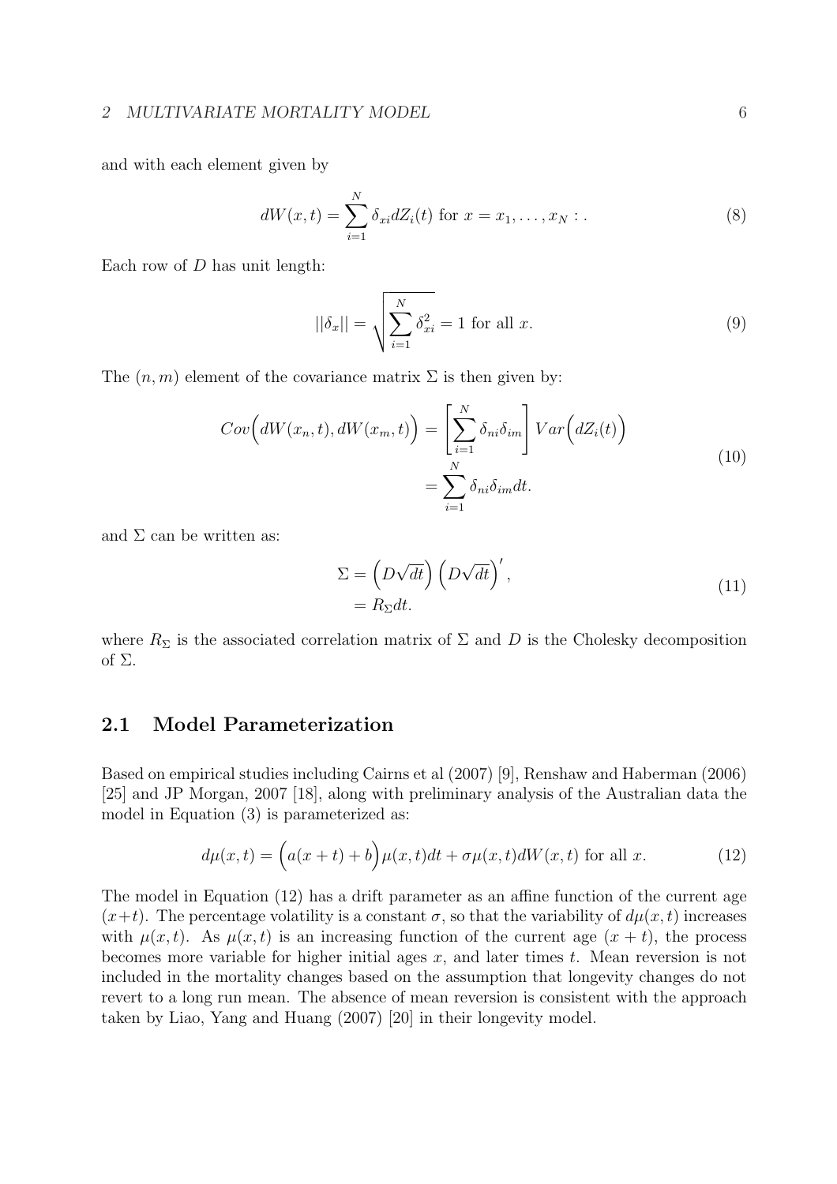and with each element given by

$$dW(x,t) = \sum_{i=1}^{N} \delta_{xi} dZ_i(t) \text{ for } x = x_1, \ldots, x_N : . \tag{8}$$

Each row of $D$ has unit length:

$$||\delta_x|| = \sqrt{\sum_{i=1}^{N} \delta_{xi}^2} = 1 \text{ for all } x. \tag{9}$$

The $(n,m)$ element of the covariance matrix $\Sigma$ is then given by:

$$\begin{aligned} Cov\Big(dW(x_n,t), dW(x_m,t)\Big) &= \left[\sum_{i=1}^{N} \delta_{ni}\delta_{im}\right] Var\Big(dZ_i(t)\Big) \\ &= \sum_{i=1}^{N} \delta_{ni}\delta_{im} dt. \end{aligned} \tag{10}$$

and $\Sigma$ can be written as:

$$\begin{aligned} \Sigma &= \Big(D\sqrt{dt}\Big)\Big(D\sqrt{dt}\Big)', \\ &= R_\Sigma dt. \end{aligned} \tag{11}$$

where $R_\Sigma$ is the associated correlation matrix of $\Sigma$ and $D$ is the Cholesky decomposition of $\Sigma$.

## 2.1 Model Parameterization

Based on empirical studies including Cairns et al (2007) [9], Renshaw and Haberman (2006) [25] and JP Morgan, 2007 [18], along with preliminary analysis of the Australian data the model in Equation (3) is parameterized as:

$$d\mu(x,t) = \Big(a(x+t) + b\Big)\mu(x,t)dt + \sigma\mu(x,t)dW(x,t) \text{ for all } x. \tag{12}$$

The model in Equation (12) has a drift parameter as an affine function of the current age $(x+t)$. The percentage volatility is a constant $\sigma$, so that the variability of $d\mu(x,t)$ increases with $\mu(x,t)$. As $\mu(x,t)$ is an increasing function of the current age $(x+t)$, the process becomes more variable for higher initial ages $x$, and later times $t$. Mean reversion is not included in the mortality changes based on the assumption that longevity changes do not revert to a long run mean. The absence of mean reversion is consistent with the approach taken by Liao, Yang and Huang (2007) [20] in their longevity model.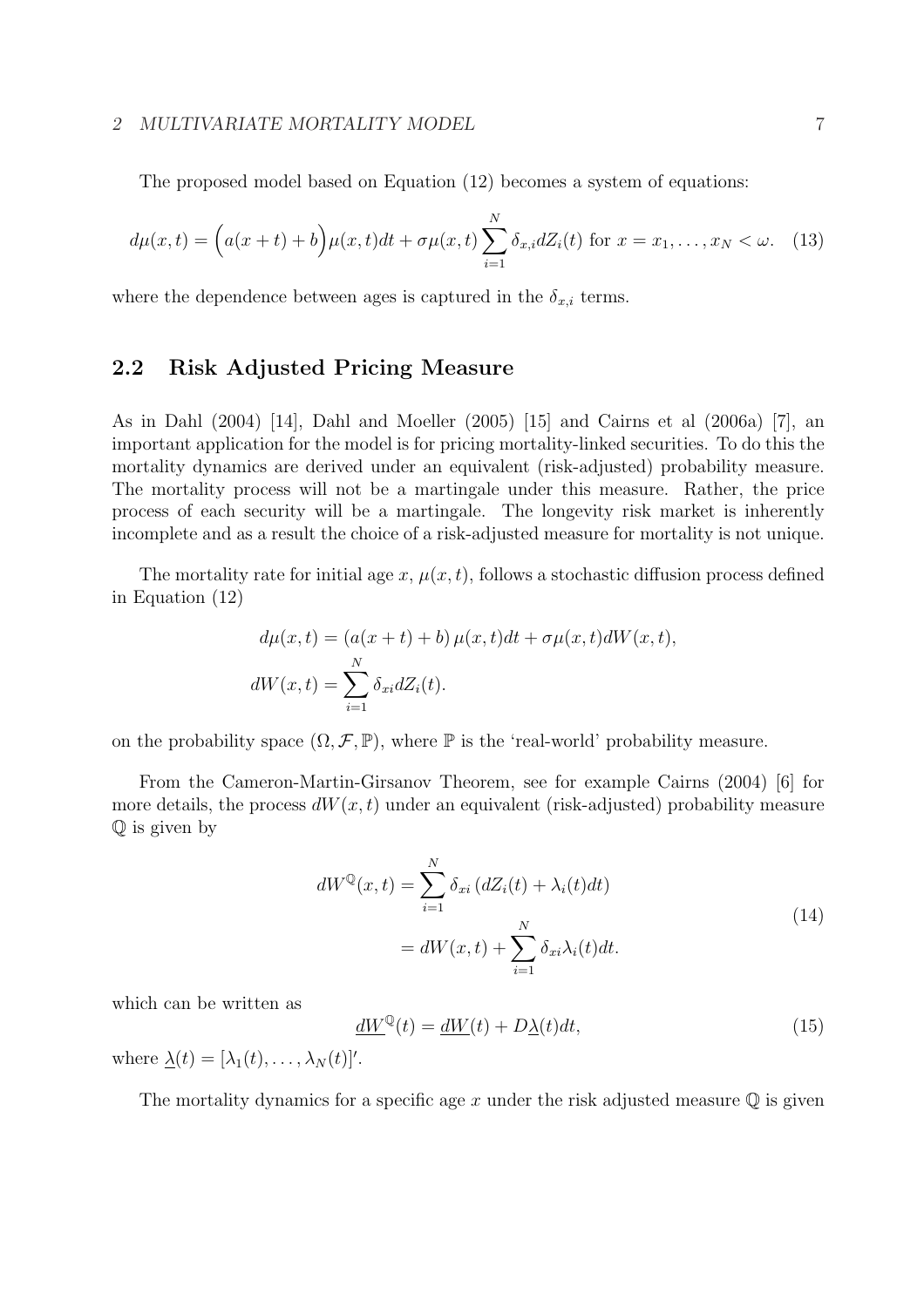The proposed model based on Equation (12) becomes a system of equations:

$$d\mu(x,t) = \Big(a(x+t) + b\Big)\mu(x,t)dt + \sigma\mu(x,t)\sum_{i=1}^{N}\delta_{x,i}dZ_i(t) \text{ for } x = x_1, \ldots, x_N < \omega. \quad (13)$$

where the dependence between ages is captured in the $\delta_{x,i}$ terms.

## 2.2 Risk Adjusted Pricing Measure

As in Dahl (2004) [14], Dahl and Moeller (2005) [15] and Cairns et al (2006a) [7], an important application for the model is for pricing mortality-linked securities. To do this the mortality dynamics are derived under an equivalent (risk-adjusted) probability measure. The mortality process will not be a martingale under this measure. Rather, the price process of each security will be a martingale. The longevity risk market is inherently incomplete and as a result the choice of a risk-adjusted measure for mortality is not unique.

The mortality rate for initial age $x$, $\mu(x,t)$, follows a stochastic diffusion process defined in Equation (12)

$$\begin{aligned} d\mu(x,t) &= \left(a(x+t) + b\right)\mu(x,t)dt + \sigma\mu(x,t)dW(x,t), \\ dW(x,t) &= \sum_{i=1}^{N}\delta_{xi}dZ_i(t). \end{aligned}$$

on the probability space $(\Omega, \mathcal{F}, \mathbb{P})$, where $\mathbb{P}$ is the 'real-world' probability measure.

From the Cameron-Martin-Girsanov Theorem, see for example Cairns (2004) [6] for more details, the process $dW(x,t)$ under an equivalent (risk-adjusted) probability measure $\mathbb{Q}$ is given by

$$\begin{aligned} dW^{\mathbb{Q}}(x,t) &= \sum_{i=1}^{N}\delta_{xi}\left(dZ_i(t) + \lambda_i(t)dt\right) \\ &= dW(x,t) + \sum_{i=1}^{N}\delta_{xi}\lambda_i(t)dt. \end{aligned} \quad (14)$$

which can be written as

$$\underline{dW}^{\mathbb{Q}}(t) = \underline{dW}(t) + D\underline{\lambda}(t)dt, \quad (15)$$

where $\underline{\lambda}(t) = [\lambda_1(t), \ldots, \lambda_N(t)]'$.

The mortality dynamics for a specific age $x$ under the risk adjusted measure $\mathbb{Q}$ is given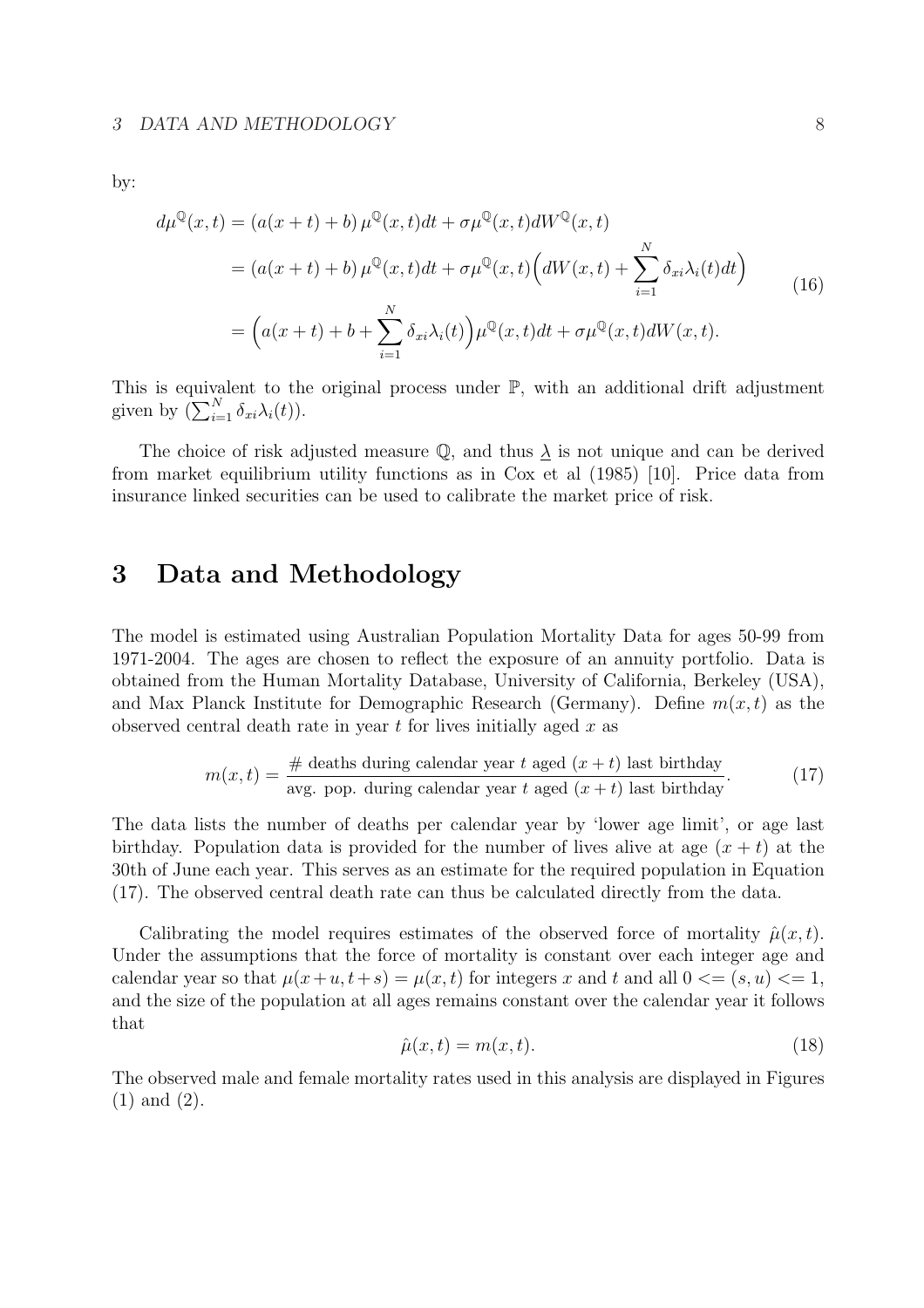by:

$$
\begin{aligned}
d\mu^{\mathbb{Q}}(x,t) &= \left(a(x+t)+b\right)\mu^{\mathbb{Q}}(x,t)dt + \sigma\mu^{\mathbb{Q}}(x,t)dW^{\mathbb{Q}}(x,t) \\
&= \left(a(x+t)+b\right)\mu^{\mathbb{Q}}(x,t)dt + \sigma\mu^{\mathbb{Q}}(x,t)\Big(dW(x,t) + \sum_{i=1}^{N}\delta_{xi}\lambda_i(t)dt\Big) \\
&= \Big(a(x+t)+b+\sum_{i=1}^{N}\delta_{xi}\lambda_i(t)\Big)\mu^{\mathbb{Q}}(x,t)dt + \sigma\mu^{\mathbb{Q}}(x,t)dW(x,t).
\end{aligned}
\tag{16}
$$

This is equivalent to the original process under $\mathbb{P}$, with an additional drift adjustment given by $(\sum_{i=1}^{N}\delta_{xi}\lambda_i(t))$.

The choice of risk adjusted measure $\mathbb{Q}$, and thus $\underline{\lambda}$ is not unique and can be derived from market equilibrium utility functions as in Cox et al (1985) [10]. Price data from insurance linked securities can be used to calibrate the market price of risk.

# 3 Data and Methodology

The model is estimated using Australian Population Mortality Data for ages 50-99 from 1971-2004. The ages are chosen to reflect the exposure of an annuity portfolio. Data is obtained from the Human Mortality Database, University of California, Berkeley (USA), and Max Planck Institute for Demographic Research (Germany). Define $m(x,t)$ as the observed central death rate in year $t$ for lives initially aged $x$ as

$$
m(x,t) = \frac{\#\text{ deaths during calendar year } t \text{ aged } (x+t) \text{ last birthday}}{\text{avg. pop. during calendar year } t \text{ aged } (x+t) \text{ last birthday}}. \tag{17}
$$

The data lists the number of deaths per calendar year by 'lower age limit', or age last birthday. Population data is provided for the number of lives alive at age $(x+t)$ at the 30th of June each year. This serves as an estimate for the required population in Equation (17). The observed central death rate can thus be calculated directly from the data.

Calibrating the model requires estimates of the observed force of mortality $\hat{\mu}(x,t)$. Under the assumptions that the force of mortality is constant over each integer age and calendar year so that $\mu(x+u,t+s) = \mu(x,t)$ for integers $x$ and $t$ and all $0 <= (s,u) <= 1$, and the size of the population at all ages remains constant over the calendar year it follows that

$$
\hat{\mu}(x,t) = m(x,t). \tag{18}
$$

The observed male and female mortality rates used in this analysis are displayed in Figures (1) and (2).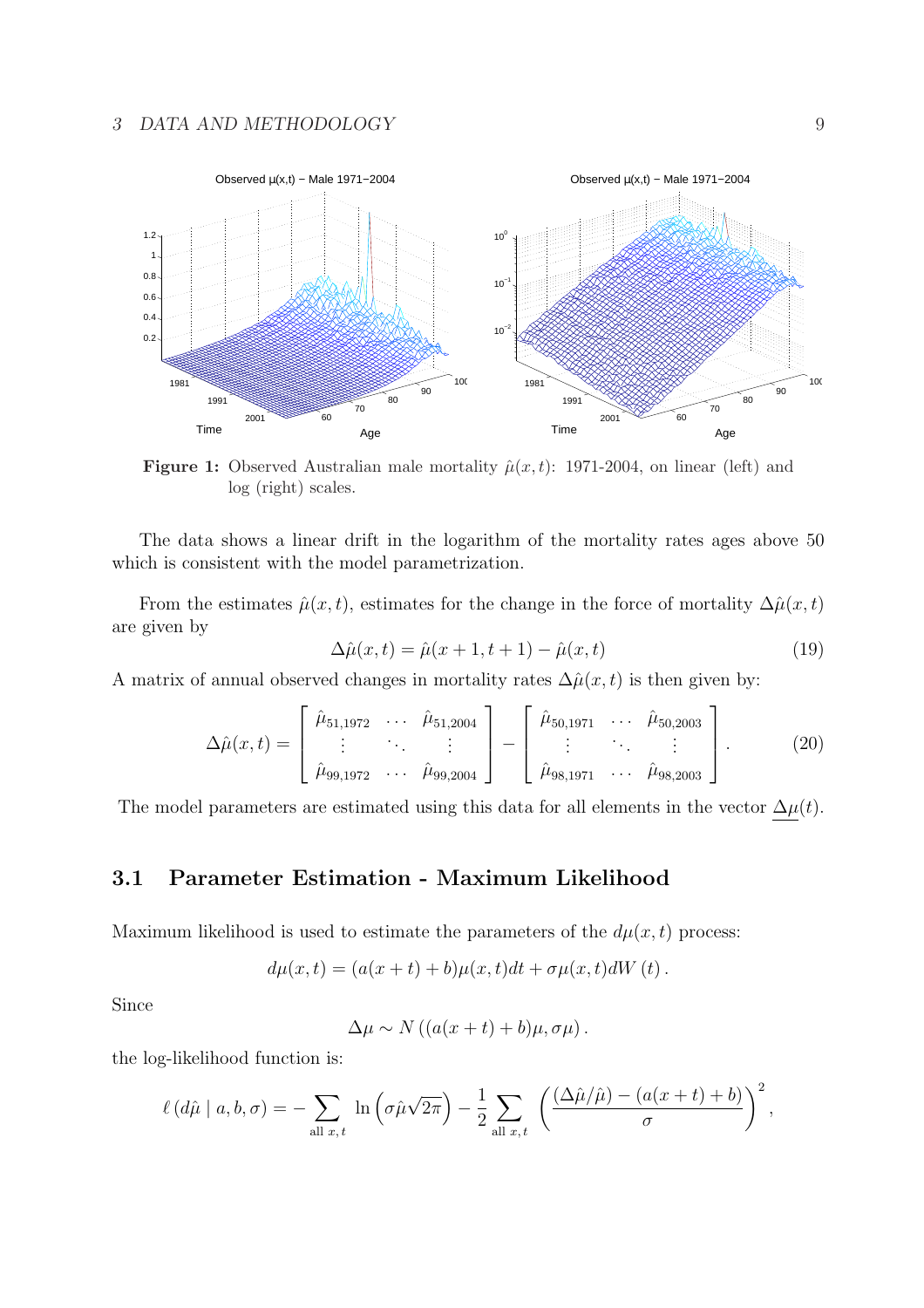**Figure 1:** Observed Australian male mortality $\hat{\mu}(x,t)$: 1971-2004, on linear (left) and log (right) scales.

The data shows a linear drift in the logarithm of the mortality rates ages above 50 which is consistent with the model parametrization.

From the estimates $\hat{\mu}(x,t)$, estimates for the change in the force of mortality $\Delta\hat{\mu}(x,t)$ are given by

$$\Delta\hat{\mu}(x,t) = \hat{\mu}(x+1,t+1) - \hat{\mu}(x,t) \tag{19}$$

A matrix of annual observed changes in mortality rates $\Delta\hat{\mu}(x,t)$ is then given by:

$$\Delta\hat{\mu}(x,t) = \begin{bmatrix} \hat{\mu}_{51,1972} & \cdots & \hat{\mu}_{51,2004} \\ \vdots & \ddots & \vdots \\ \hat{\mu}_{99,1972} & \cdots & \hat{\mu}_{99,2004} \end{bmatrix} - \begin{bmatrix} \hat{\mu}_{50,1971} & \cdots & \hat{\mu}_{50,2003} \\ \vdots & \ddots & \vdots \\ \hat{\mu}_{98,1971} & \cdots & \hat{\mu}_{98,2003} \end{bmatrix}. \tag{20}$$

The model parameters are estimated using this data for all elements in the vector $\underline{\Delta\mu}(t)$.

## 3.1 Parameter Estimation - Maximum Likelihood

Maximum likelihood is used to estimate the parameters of the $d\mu(x,t)$ process:

$$d\mu(x,t) = (a(x+t)+b)\mu(x,t)dt + \sigma\mu(x,t)dW(t).$$

Since

$$\Delta\mu \sim N\left((a(x+t)+b)\mu, \sigma\mu\right).$$

the log-likelihood function is:

$$\ell\left(d\hat{\mu} \mid a,b,\sigma\right) = -\sum_{\text{all } x,t} \ln\left(\sigma\hat{\mu}\sqrt{2\pi}\right) - \frac{1}{2}\sum_{\text{all } x,t}\left(\frac{(\Delta\hat{\mu}/\hat{\mu}) - (a(x+t)+b)}{\sigma}\right)^2,$$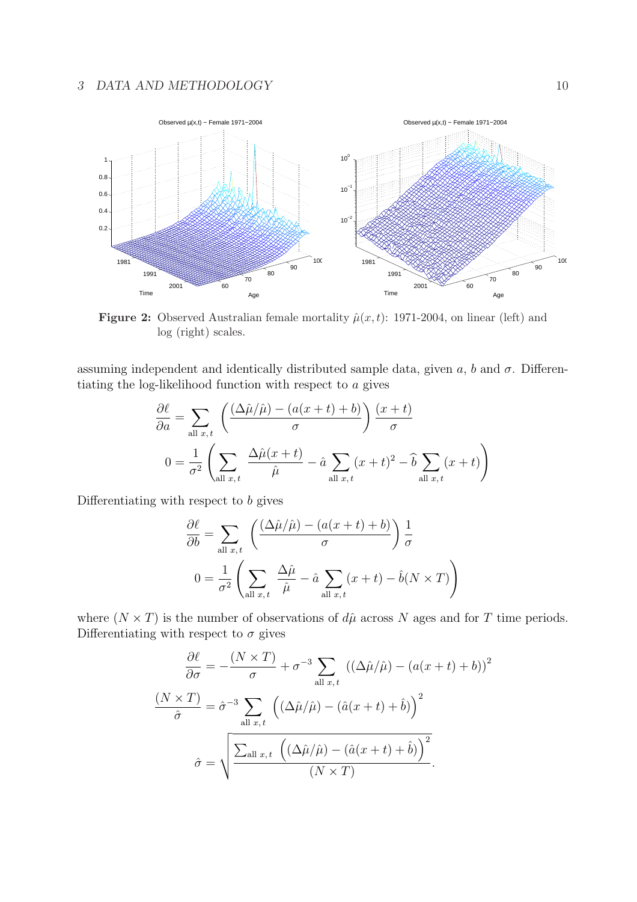**Figure 2:** Observed Australian female mortality $\hat{\mu}(x,t)$: 1971-2004, on linear (left) and log (right) scales.

assuming independent and identically distributed sample data, given $a$, $b$ and $\sigma$. Differentiating the log-likelihood function with respect to $a$ gives

$$\frac{\partial \ell}{\partial a} = \sum_{\text{all } x,t} \left( \frac{(\Delta\hat{\mu}/\hat{\mu}) - (a(x+t)+b)}{\sigma} \right) \frac{(x+t)}{\sigma}$$

$$0 = \frac{1}{\sigma^2} \left( \sum_{\text{all } x,t} \frac{\Delta\hat{\mu}(x+t)}{\hat{\mu}} - \hat{a} \sum_{\text{all } x,t} (x+t)^2 - \hat{b} \sum_{\text{all } x,t} (x+t) \right)$$

Differentiating with respect to $b$ gives

$$\frac{\partial \ell}{\partial b} = \sum_{\text{all } x,t} \left( \frac{(\Delta\hat{\mu}/\hat{\mu}) - (a(x+t)+b)}{\sigma} \right) \frac{1}{\sigma}$$

$$0 = \frac{1}{\sigma^2} \left( \sum_{\text{all } x,t} \frac{\Delta\hat{\mu}}{\hat{\mu}} - \hat{a} \sum_{\text{all } x,t} (x+t) - \hat{b}(N \times T) \right)$$

where $(N \times T)$ is the number of observations of $d\hat{\mu}$ across $N$ ages and for $T$ time periods. Differentiating with respect to $\sigma$ gives

$$\frac{\partial \ell}{\partial \sigma} = -\frac{(N \times T)}{\sigma} + \sigma^{-3} \sum_{\text{all } x,t} \left((\Delta\hat{\mu}/\hat{\mu}) - (a(x+t)+b)\right)^2$$

$$\frac{(N \times T)}{\hat{\sigma}} = \hat{\sigma}^{-3} \sum_{\text{all } x,t} \left((\Delta\hat{\mu}/\hat{\mu}) - (\hat{a}(x+t)+\hat{b})\right)^2$$

$$\hat{\sigma} = \sqrt{\frac{\sum_{\text{all } x,t} \left((\Delta\hat{\mu}/\hat{\mu}) - (\hat{a}(x+t)+\hat{b})\right)^2}{(N \times T)}}.$$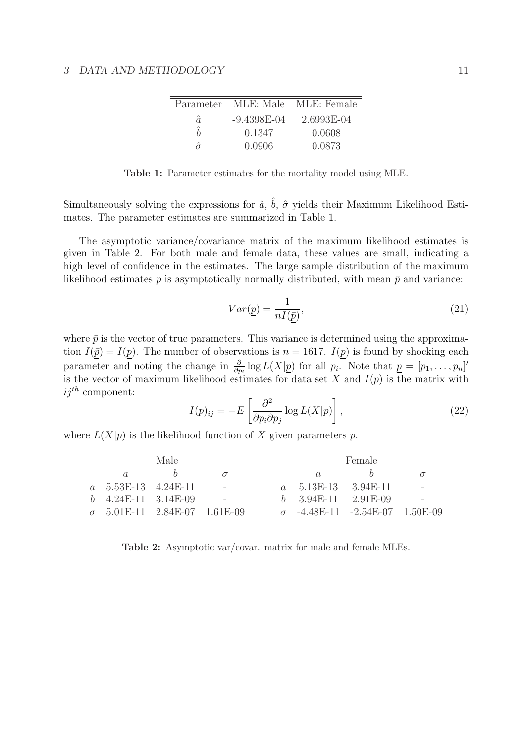| Parameter | MLE: Male | MLE: Female |
| --- | --- | --- |
| $\hat{a}$ | -9.4398E-04 | 2.6993E-04 |
| $\hat{b}$ | 0.1347 | 0.0608 |
| $\hat{\sigma}$ | 0.0906 | 0.0873 |

**Table 1:** Parameter estimates for the mortality model using MLE.

Simultaneously solving the expressions for $\hat{a}$, $\hat{b}$, $\hat{\sigma}$ yields their Maximum Likelihood Estimates. The parameter estimates are summarized in Table 1.

The asymptotic variance/covariance matrix of the maximum likelihood estimates is given in Table 2. For both male and female data, these values are small, indicating a high level of confidence in the estimates. The large sample distribution of the maximum likelihood estimates $\underline{p}$ is asymptotically normally distributed, with mean $\bar{\underline{p}}$ and variance:

$$Var(\underline{p}) = \frac{1}{nI(\bar{\underline{p}})}, \tag{21}$$

where $\bar{p}$ is the vector of true parameters. This variance is determined using the approximation $I(\bar{\underline{p}}) = I(\underline{p})$. The number of observations is $n = 1617$. $I(\underline{p})$ is found by shocking each parameter and noting the change in $\frac{\partial}{\partial p_i} \log L(X|\underline{p})$ for all $p_i$. Note that $\underline{p} = [p_1, \ldots, p_n]'$ is the vector of maximum likelihood estimates for data set $X$ and $I(p)$ is the matrix with $ij^{th}$ component:

$$I(\underline{p})_{ij} = -E\left[\frac{\partial^2}{\partial p_i \partial p_j} \log L(X|\underline{p})\right], \tag{22}$$

where $L(X|\underline{p})$ is the likelihood function of $X$ given parameters $\underline{p}$.

| Male | | | |
| --- | --- | --- | --- |
| | $a$ | $b$ | $\sigma$ |
| $a$ | 5.53E-13 | 4.24E-11 | - |
| $b$ | 4.24E-11 | 3.14E-09 | - |
| $\sigma$ | 5.01E-11 | 2.84E-07 | 1.61E-09 |

| Female | | | |
| --- | --- | --- | --- |
| | $a$ | $b$ | $\sigma$ |
| $a$ | 5.13E-13 | 3.94E-11 | - |
| $b$ | 3.94E-11 | 2.91E-09 | - |
| $\sigma$ | -4.48E-11 | -2.54E-07 | 1.50E-09 |

**Table 2:** Asymptotic var/covar. matrix for male and female MLEs.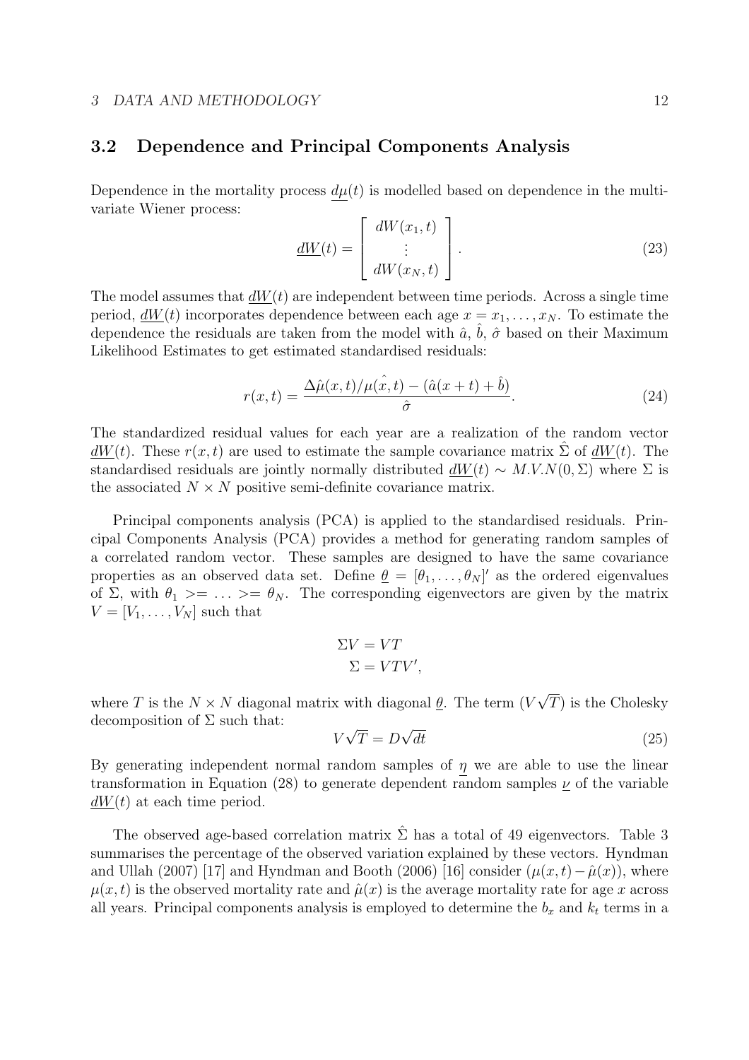## 3.2 Dependence and Principal Components Analysis

Dependence in the mortality process $\underline{d\mu}(t)$ is modelled based on dependence in the multivariate Wiener process:

$$\underline{dW}(t) = \begin{bmatrix} dW(x_1, t) \\ \vdots \\ dW(x_N, t) \end{bmatrix}. \tag{23}$$

The model assumes that $\underline{dW}(t)$ are independent between time periods. Across a single time period, $\underline{dW}(t)$ incorporates dependence between each age $x = x_1, \ldots, x_N$. To estimate the dependence the residuals are taken from the model with $\hat{a}$, $\hat{b}$, $\hat{\sigma}$ based on their Maximum Likelihood Estimates to get estimated standardised residuals:

$$r(x,t) = \frac{\Delta\hat{\mu}(x,t)/\mu(\hat{x,t}) - (\hat{a}(x+t) + \hat{b})}{\hat{\sigma}}. \tag{24}$$

The standardized residual values for each year are a realization of the random vector $\underline{dW}(t)$. These $r(x,t)$ are used to estimate the sample covariance matrix $\hat{\Sigma}$ of $\underline{dW}(t)$. The standardised residuals are jointly normally distributed $\underline{dW}(t) \sim M.V.N(0, \Sigma)$ where $\Sigma$ is the associated $N \times N$ positive semi-definite covariance matrix.

Principal components analysis (PCA) is applied to the standardised residuals. Principal Components Analysis (PCA) provides a method for generating random samples of a correlated random vector. These samples are designed to have the same covariance properties as an observed data set. Define $\underline{\theta} = [\theta_1, \ldots, \theta_N]'$ as the ordered eigenvalues of $\Sigma$, with $\theta_1 >= \ldots >= \theta_N$. The corresponding eigenvectors are given by the matrix $V = [V_1, \ldots, V_N]$ such that

$$\begin{aligned} \Sigma V &= VT \\ \Sigma &= VTV', \end{aligned}$$

where $T$ is the $N \times N$ diagonal matrix with diagonal $\underline{\theta}$. The term $(V\sqrt{T})$ is the Cholesky decomposition of $\Sigma$ such that:

$$V\sqrt{T} = D\sqrt{dt} \tag{25}$$

By generating independent normal random samples of $\underline{\eta}$ we are able to use the linear transformation in Equation (28) to generate dependent random samples $\underline{\nu}$ of the variable $\underline{dW}(t)$ at each time period.

The observed age-based correlation matrix $\hat{\Sigma}$ has a total of 49 eigenvectors. Table 3 summarises the percentage of the observed variation explained by these vectors. Hyndman and Ullah (2007) [17] and Hyndman and Booth (2006) [16] consider $(\mu(x,t) - \hat{\mu}(x))$, where $\mu(x,t)$ is the observed mortality rate and $\hat{\mu}(x)$ is the average mortality rate for age $x$ across all years. Principal components analysis is employed to determine the $b_x$ and $k_t$ terms in a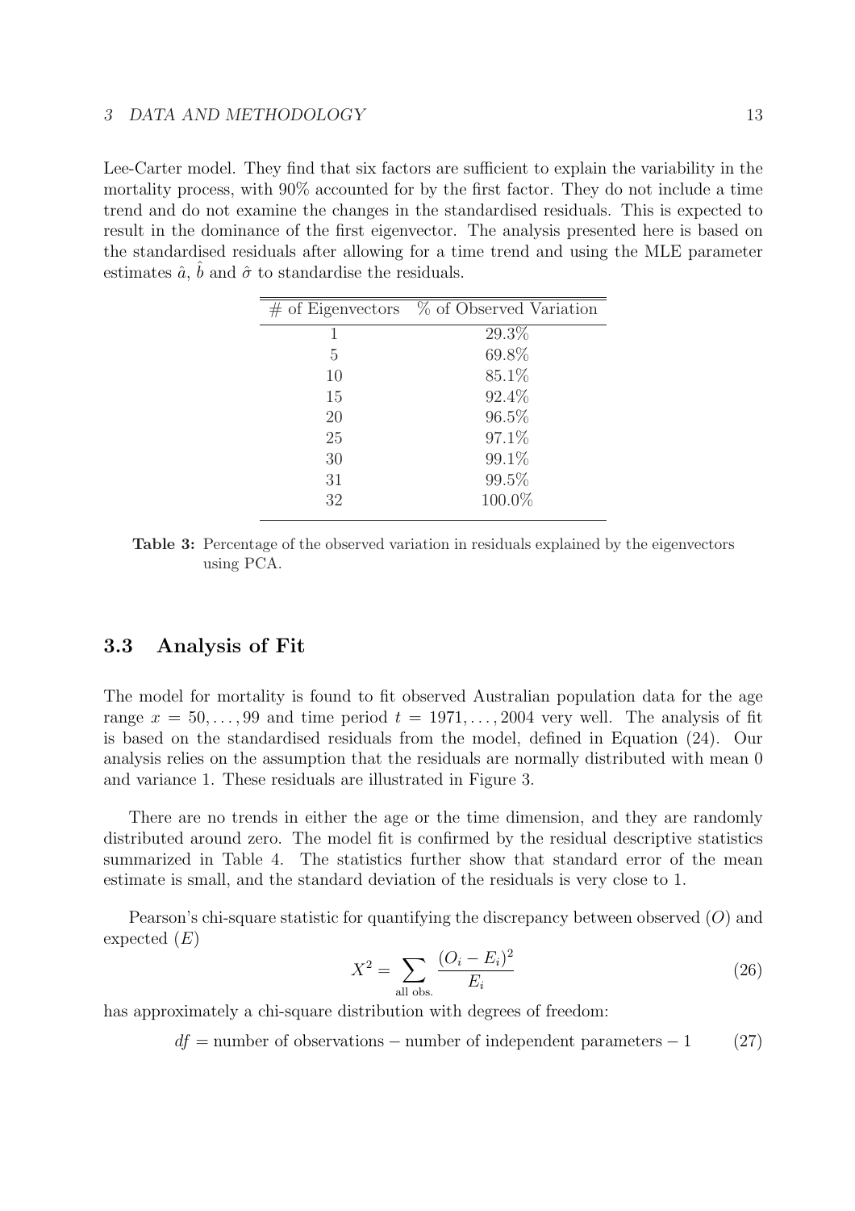Lee-Carter model. They find that six factors are sufficient to explain the variability in the mortality process, with 90% accounted for by the first factor. They do not include a time trend and do not examine the changes in the standardised residuals. This is expected to result in the dominance of the first eigenvector. The analysis presented here is based on the standardised residuals after allowing for a time trend and using the MLE parameter estimates $\hat{a}$, $\hat{b}$ and $\hat{\sigma}$ to standardise the residuals.

| # of Eigenvectors | % of Observed Variation |
|---|---|
| 1 | 29.3% |
| 5 | 69.8% |
| 10 | 85.1% |
| 15 | 92.4% |
| 20 | 96.5% |
| 25 | 97.1% |
| 30 | 99.1% |
| 31 | 99.5% |
| 32 | 100.0% |

**Table 3:** Percentage of the observed variation in residuals explained by the eigenvectors using PCA.

### 3.3 Analysis of Fit

The model for mortality is found to fit observed Australian population data for the age range $x = 50, \ldots, 99$ and time period $t = 1971, \ldots, 2004$ very well. The analysis of fit is based on the standardised residuals from the model, defined in Equation (24). Our analysis relies on the assumption that the residuals are normally distributed with mean 0 and variance 1. These residuals are illustrated in Figure 3.

There are no trends in either the age or the time dimension, and they are randomly distributed around zero. The model fit is confirmed by the residual descriptive statistics summarized in Table 4. The statistics further show that standard error of the mean estimate is small, and the standard deviation of the residuals is very close to 1.

Pearson's chi-square statistic for quantifying the discrepancy between observed ($O$) and expected ($E$)

$$X^2 = \sum_{\text{all obs.}} \frac{(O_i - E_i)^2}{E_i} \tag{26}$$

has approximately a chi-square distribution with degrees of freedom:

$$df = \text{number of observations} - \text{number of independent parameters} - 1 \tag{27}$$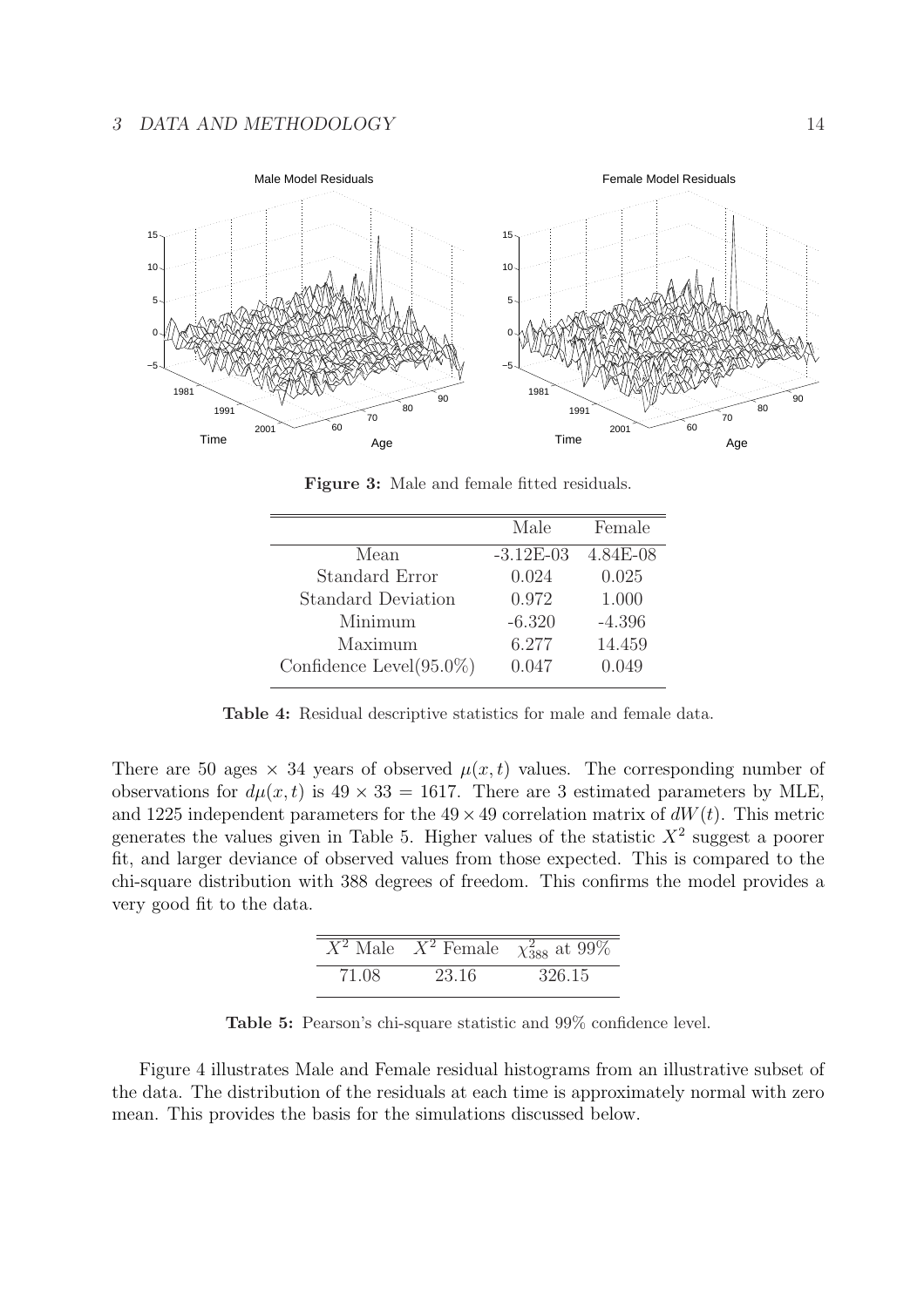**Figure 3:** Male and female fitted residuals.

| | Male | Female |
|---|---|---|
| Mean | -3.12E-03 | 4.84E-08 |
| Standard Error | 0.024 | 0.025 |
| Standard Deviation | 0.972 | 1.000 |
| Minimum | -6.320 | -4.396 |
| Maximum | 6.277 | 14.459 |
| Confidence Level(95.0%) | 0.047 | 0.049 |

**Table 4:** Residual descriptive statistics for male and female data.

There are 50 ages $\times$ 34 years of observed $\mu(x,t)$ values. The corresponding number of observations for $d\mu(x,t)$ is $49 \times 33 = 1617$. There are 3 estimated parameters by MLE, and 1225 independent parameters for the $49 \times 49$ correlation matrix of $dW(t)$. This metric generates the values given in Table 5. Higher values of the statistic $X^2$ suggest a poorer fit, and larger deviance of observed values from those expected. This is compared to the chi-square distribution with 388 degrees of freedom. This confirms the model provides a very good fit to the data.

| $X^2$ Male | $X^2$ Female | $\chi^2_{388}$ at 99% |
|---|---|---|
| 71.08 | 23.16 | 326.15 |

**Table 5:** Pearson's chi-square statistic and 99% confidence level.

Figure 4 illustrates Male and Female residual histograms from an illustrative subset of the data. The distribution of the residuals at each time is approximately normal with zero mean. This provides the basis for the simulations discussed below.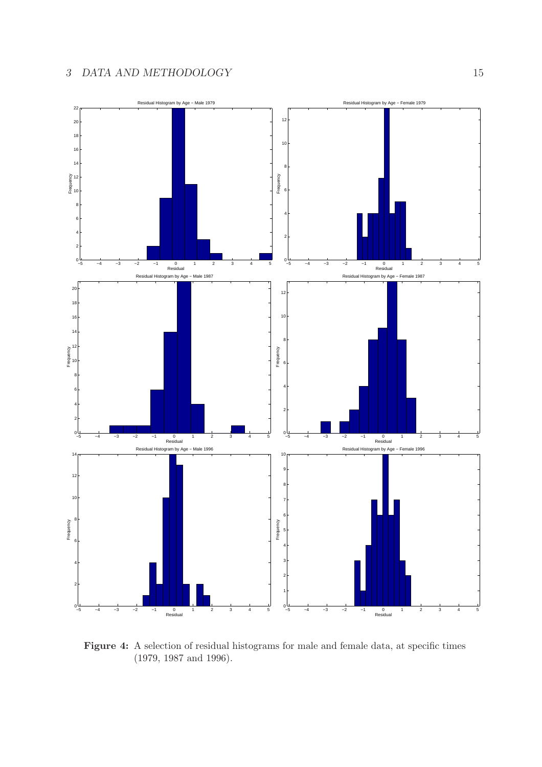**Figure 4:** A selection of residual histograms for male and female data, at specific times (1979, 1987 and 1996).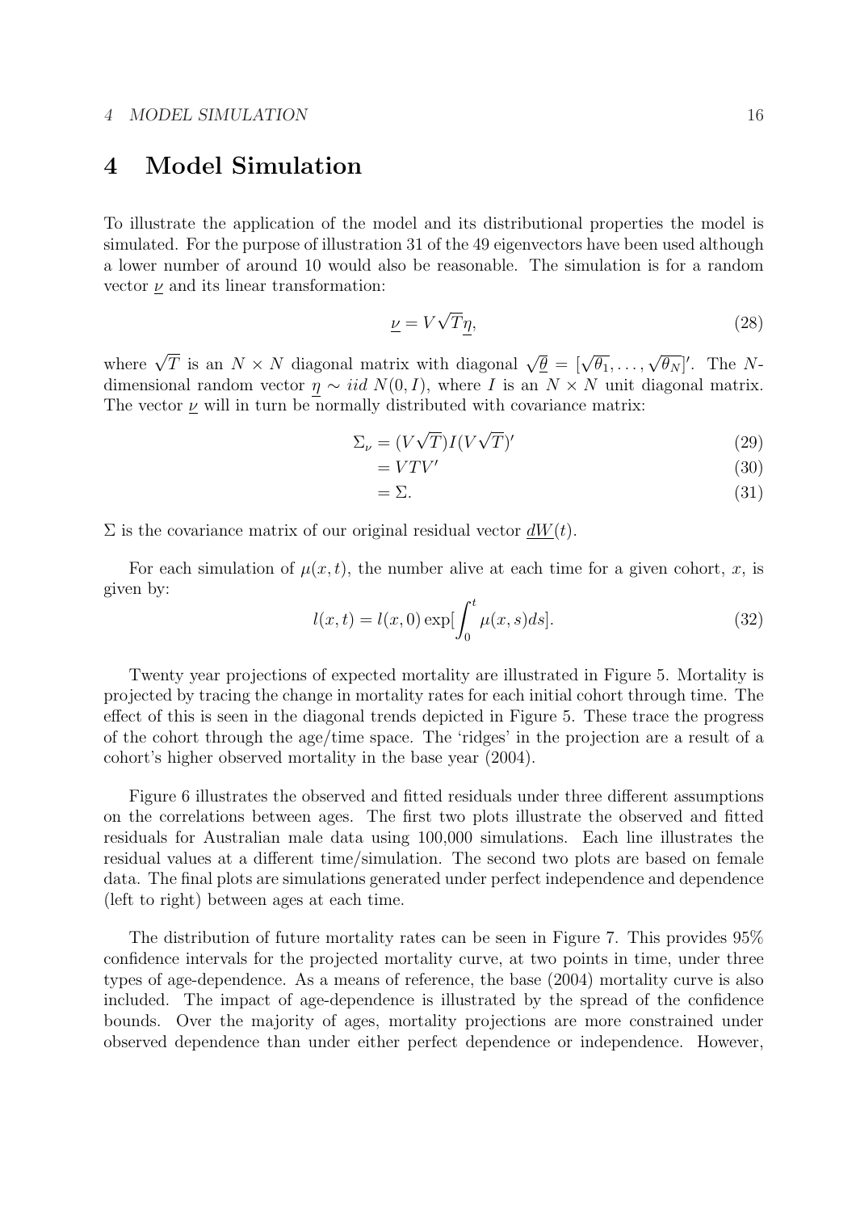# 4 Model Simulation

To illustrate the application of the model and its distributional properties the model is simulated. For the purpose of illustration 31 of the 49 eigenvectors have been used although a lower number of around 10 would also be reasonable. The simulation is for a random vector $\underline{\nu}$ and its linear transformation:

$$\underline{\nu} = V\sqrt{T}\underline{\eta}, \tag{28}$$

where $\sqrt{T}$ is an $N \times N$ diagonal matrix with diagonal $\sqrt{\underline{\theta}} = [\sqrt{\theta_1}, \ldots, \sqrt{\theta_N}]'$. The $N$-dimensional random vector $\underline{\eta} \sim iid\ N(0, I)$, where $I$ is an $N \times N$ unit diagonal matrix. The vector $\underline{\nu}$ will in turn be normally distributed with covariance matrix:

$$\Sigma_\nu = (V\sqrt{T})I(V\sqrt{T})' \tag{29}$$

$$= VTV' \tag{30}$$

$$= \Sigma. \tag{31}$$

$\Sigma$ is the covariance matrix of our original residual vector $\underline{dW}(t)$.

For each simulation of $\mu(x, t)$, the number alive at each time for a given cohort, $x$, is given by:

$$l(x, t) = l(x, 0) \exp[\int_0^t \mu(x, s) ds]. \tag{32}$$

Twenty year projections of expected mortality are illustrated in Figure 5. Mortality is projected by tracing the change in mortality rates for each initial cohort through time. The effect of this is seen in the diagonal trends depicted in Figure 5. These trace the progress of the cohort through the age/time space. The 'ridges' in the projection are a result of a cohort's higher observed mortality in the base year (2004).

Figure 6 illustrates the observed and fitted residuals under three different assumptions on the correlations between ages. The first two plots illustrate the observed and fitted residuals for Australian male data using 100,000 simulations. Each line illustrates the residual values at a different time/simulation. The second two plots are based on female data. The final plots are simulations generated under perfect independence and dependence (left to right) between ages at each time.

The distribution of future mortality rates can be seen in Figure 7. This provides 95% confidence intervals for the projected mortality curve, at two points in time, under three types of age-dependence. As a means of reference, the base (2004) mortality curve is also included. The impact of age-dependence is illustrated by the spread of the confidence bounds. Over the majority of ages, mortality projections are more constrained under observed dependence than under either perfect dependence or independence. However,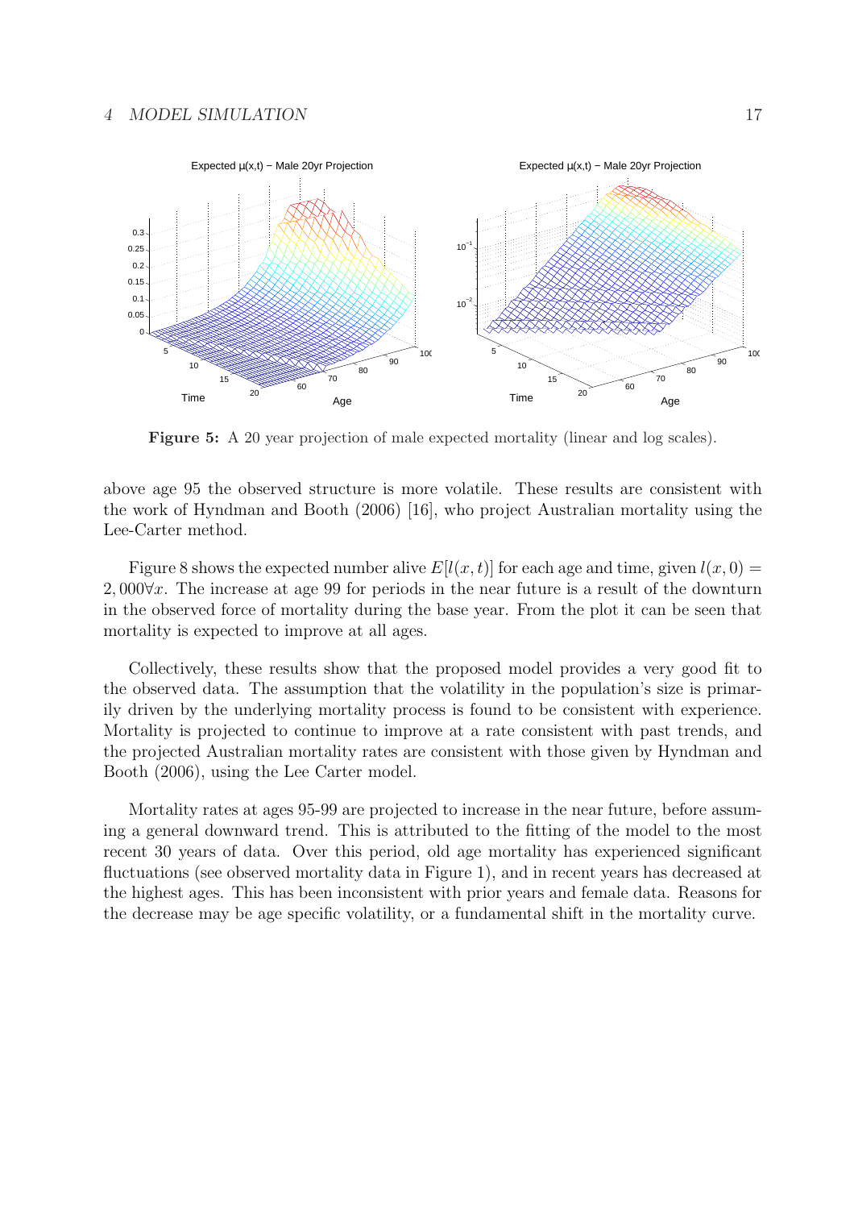**Figure 5:** A 20 year projection of male expected mortality (linear and log scales).

above age 95 the observed structure is more volatile. These results are consistent with the work of Hyndman and Booth (2006) [16], who project Australian mortality using the Lee-Carter method.

Figure 8 shows the expected number alive $E[l(x,t)]$ for each age and time, given $l(x,0) = 2,000 \forall x$. The increase at age 99 for periods in the near future is a result of the downturn in the observed force of mortality during the base year. From the plot it can be seen that mortality is expected to improve at all ages.

Collectively, these results show that the proposed model provides a very good fit to the observed data. The assumption that the volatility in the population's size is primarily driven by the underlying mortality process is found to be consistent with experience. Mortality is projected to continue to improve at a rate consistent with past trends, and the projected Australian mortality rates are consistent with those given by Hyndman and Booth (2006), using the Lee Carter model.

Mortality rates at ages 95-99 are projected to increase in the near future, before assuming a general downward trend. This is attributed to the fitting of the model to the most recent 30 years of data. Over this period, old age mortality has experienced significant fluctuations (see observed mortality data in Figure 1), and in recent years has decreased at the highest ages. This has been inconsistent with prior years and female data. Reasons for the decrease may be age specific volatility, or a fundamental shift in the mortality curve.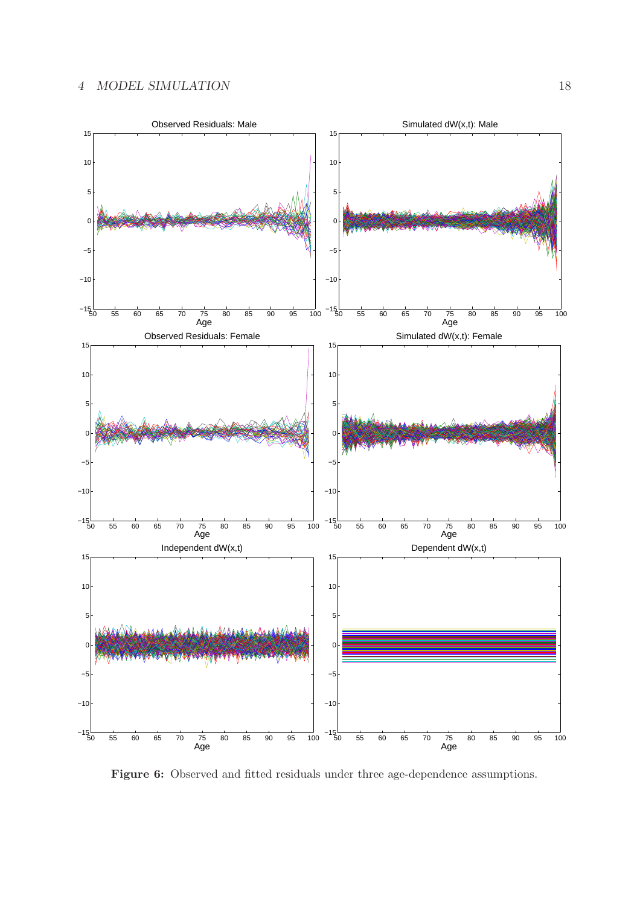**Figure 6:** Observed and fitted residuals under three age-dependence assumptions.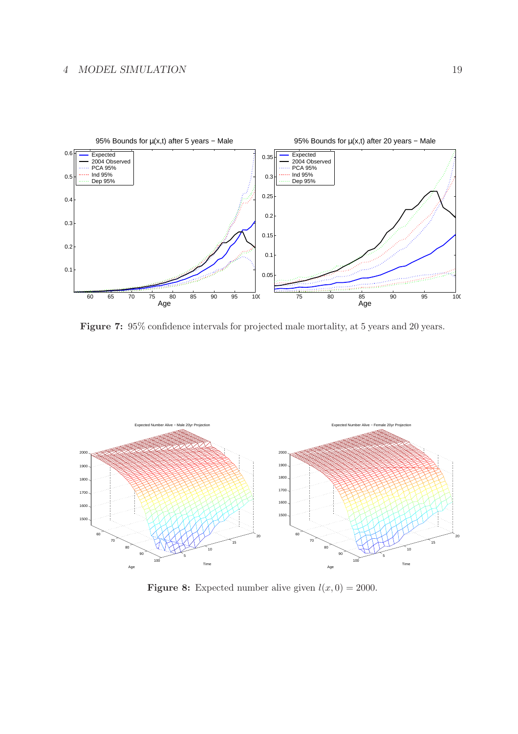**Figure 7:** 95% confidence intervals for projected male mortality, at 5 years and 20 years.

**Figure 8:** Expected number alive given $l(x, 0) = 2000$.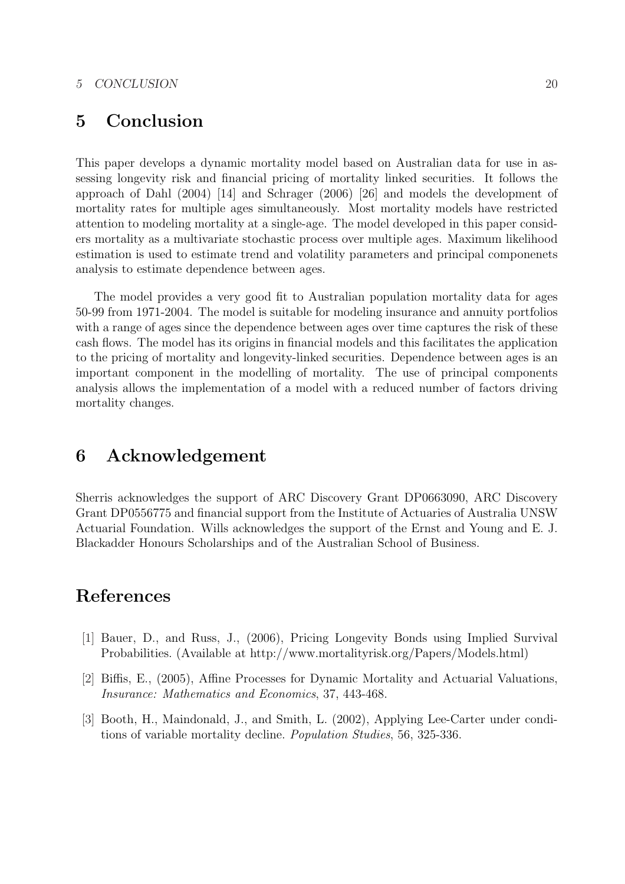# 5 Conclusion

This paper develops a dynamic mortality model based on Australian data for use in assessing longevity risk and financial pricing of mortality linked securities. It follows the approach of Dahl (2004) [14] and Schrager (2006) [26] and models the development of mortality rates for multiple ages simultaneously. Most mortality models have restricted attention to modeling mortality at a single-age. The model developed in this paper considers mortality as a multivariate stochastic process over multiple ages. Maximum likelihood estimation is used to estimate trend and volatility parameters and principal componenets analysis to estimate dependence between ages.

The model provides a very good fit to Australian population mortality data for ages 50-99 from 1971-2004. The model is suitable for modeling insurance and annuity portfolios with a range of ages since the dependence between ages over time captures the risk of these cash flows. The model has its origins in financial models and this facilitates the application to the pricing of mortality and longevity-linked securities. Dependence between ages is an important component in the modelling of mortality. The use of principal components analysis allows the implementation of a model with a reduced number of factors driving mortality changes.

# 6 Acknowledgement

Sherris acknowledges the support of ARC Discovery Grant DP0663090, ARC Discovery Grant DP0556775 and financial support from the Institute of Actuaries of Australia UNSW Actuarial Foundation. Wills acknowledges the support of the Ernst and Young and E. J. Blackadder Honours Scholarships and of the Australian School of Business.

# References

[1] Bauer, D., and Russ, J., (2006), Pricing Longevity Bonds using Implied Survival Probabilities. (Available at http://www.mortalityrisk.org/Papers/Models.html)

[2] Biffis, E., (2005), Affine Processes for Dynamic Mortality and Actuarial Valuations, *Insurance: Mathematics and Economics*, 37, 443-468.

[3] Booth, H., Maindonald, J., and Smith, L. (2002), Applying Lee-Carter under conditions of variable mortality decline. *Population Studies*, 56, 325-336.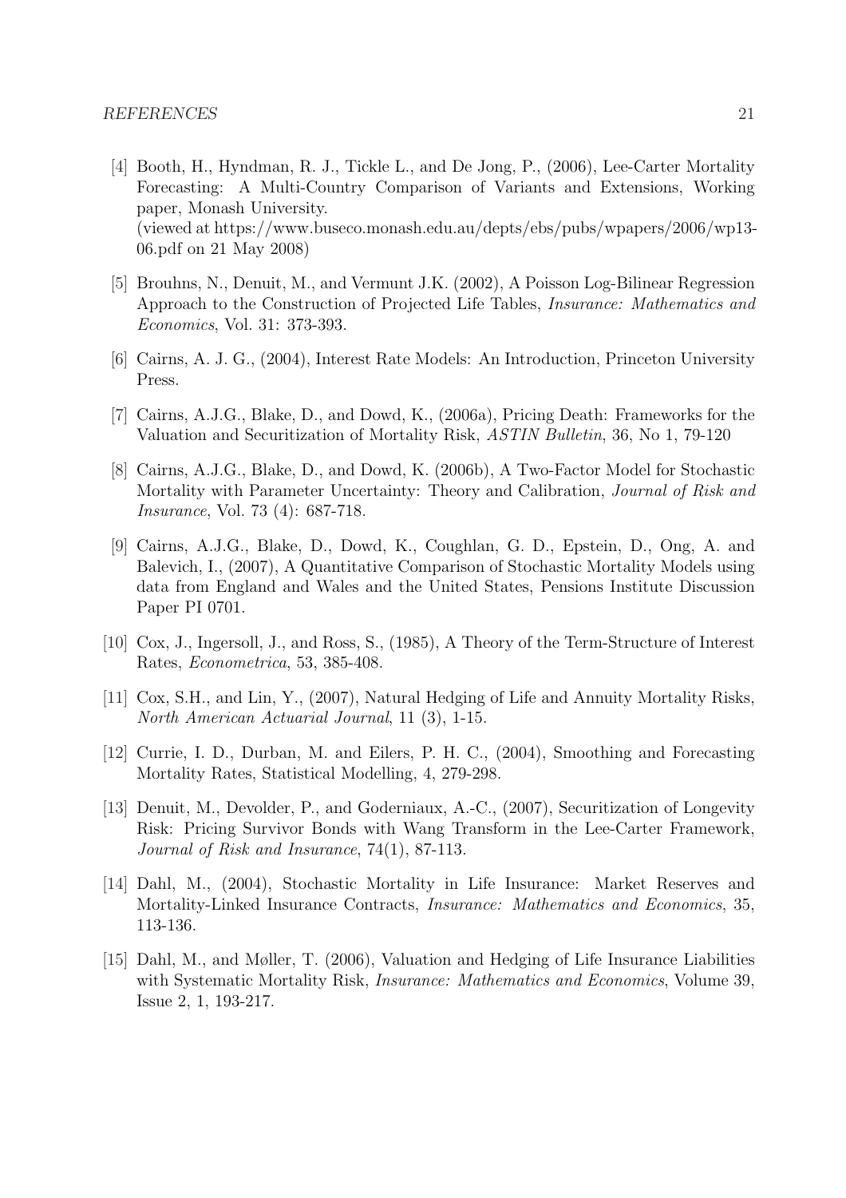[4] Booth, H., Hyndman, R. J., Tickle L., and De Jong, P., (2006), Lee-Carter Mortality Forecasting: A Multi-Country Comparison of Variants and Extensions, Working paper, Monash University.
(viewed at https://www.buseco.monash.edu.au/depts/ebs/pubs/wpapers/2006/wp13-06.pdf on 21 May 2008)

[5] Brouhns, N., Denuit, M., and Vermunt J.K. (2002), A Poisson Log-Bilinear Regression Approach to the Construction of Projected Life Tables, *Insurance: Mathematics and Economics*, Vol. 31: 373-393.

[6] Cairns, A. J. G., (2004), Interest Rate Models: An Introduction, Princeton University Press.

[7] Cairns, A.J.G., Blake, D., and Dowd, K., (2006a), Pricing Death: Frameworks for the Valuation and Securitization of Mortality Risk, *ASTIN Bulletin*, 36, No 1, 79-120

[8] Cairns, A.J.G., Blake, D., and Dowd, K. (2006b), A Two-Factor Model for Stochastic Mortality with Parameter Uncertainty: Theory and Calibration, *Journal of Risk and Insurance*, Vol. 73 (4): 687-718.

[9] Cairns, A.J.G., Blake, D., Dowd, K., Coughlan, G. D., Epstein, D., Ong, A. and Balevich, I., (2007), A Quantitative Comparison of Stochastic Mortality Models using data from England and Wales and the United States, Pensions Institute Discussion Paper PI 0701.

[10] Cox, J., Ingersoll, J., and Ross, S., (1985), A Theory of the Term-Structure of Interest Rates, *Econometrica*, 53, 385-408.

[11] Cox, S.H., and Lin, Y., (2007), Natural Hedging of Life and Annuity Mortality Risks, *North American Actuarial Journal*, 11 (3), 1-15.

[12] Currie, I. D., Durban, M. and Eilers, P. H. C., (2004), Smoothing and Forecasting Mortality Rates, Statistical Modelling, 4, 279-298.

[13] Denuit, M., Devolder, P., and Goderniaux, A.-C., (2007), Securitization of Longevity Risk: Pricing Survivor Bonds with Wang Transform in the Lee-Carter Framework, *Journal of Risk and Insurance*, 74(1), 87-113.

[14] Dahl, M., (2004), Stochastic Mortality in Life Insurance: Market Reserves and Mortality-Linked Insurance Contracts, *Insurance: Mathematics and Economics*, 35, 113-136.

[15] Dahl, M., and Møller, T. (2006), Valuation and Hedging of Life Insurance Liabilities with Systematic Mortality Risk, *Insurance: Mathematics and Economics*, Volume 39, Issue 2, 1, 193-217.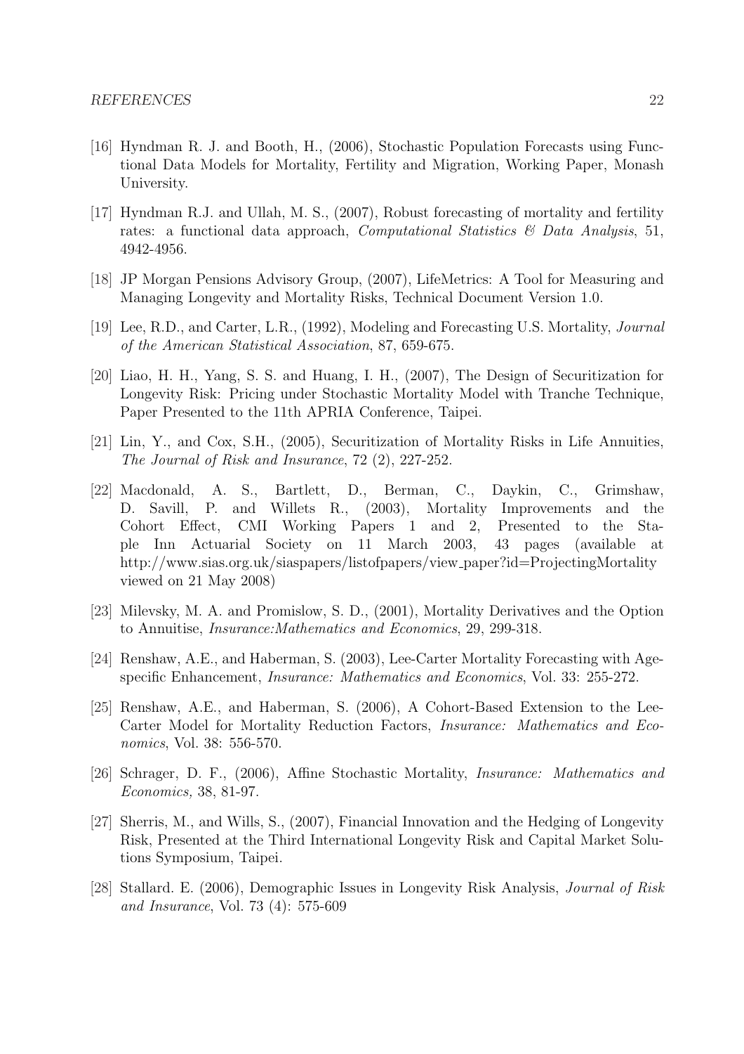[16] Hyndman R. J. and Booth, H., (2006), Stochastic Population Forecasts using Functional Data Models for Mortality, Fertility and Migration, Working Paper, Monash University.

[17] Hyndman R.J. and Ullah, M. S., (2007), Robust forecasting of mortality and fertility rates: a functional data approach, *Computational Statistics & Data Analysis*, 51, 4942-4956.

[18] JP Morgan Pensions Advisory Group, (2007), LifeMetrics: A Tool for Measuring and Managing Longevity and Mortality Risks, Technical Document Version 1.0.

[19] Lee, R.D., and Carter, L.R., (1992), Modeling and Forecasting U.S. Mortality, *Journal of the American Statistical Association*, 87, 659-675.

[20] Liao, H. H., Yang, S. S. and Huang, I. H., (2007), The Design of Securitization for Longevity Risk: Pricing under Stochastic Mortality Model with Tranche Technique, Paper Presented to the 11th APRIA Conference, Taipei.

[21] Lin, Y., and Cox, S.H., (2005), Securitization of Mortality Risks in Life Annuities, *The Journal of Risk and Insurance*, 72 (2), 227-252.

[22] Macdonald, A. S., Bartlett, D., Berman, C., Daykin, C., Grimshaw, D. Savill, P. and Willets R., (2003), Mortality Improvements and the Cohort Effect, CMI Working Papers 1 and 2, Presented to the Staple Inn Actuarial Society on 11 March 2003, 43 pages (available at http://www.sias.org.uk/siaspapers/listofpapers/view_paper?id=ProjectingMortality viewed on 21 May 2008)

[23] Milevsky, M. A. and Promislow, S. D., (2001), Mortality Derivatives and the Option to Annuitise, *Insurance:Mathematics and Economics*, 29, 299-318.

[24] Renshaw, A.E., and Haberman, S. (2003), Lee-Carter Mortality Forecasting with Age-specific Enhancement, *Insurance: Mathematics and Economics*, Vol. 33: 255-272.

[25] Renshaw, A.E., and Haberman, S. (2006), A Cohort-Based Extension to the Lee-Carter Model for Mortality Reduction Factors, *Insurance: Mathematics and Economics*, Vol. 38: 556-570.

[26] Schrager, D. F., (2006), Affine Stochastic Mortality, *Insurance: Mathematics and Economics,* 38, 81-97.

[27] Sherris, M., and Wills, S., (2007), Financial Innovation and the Hedging of Longevity Risk, Presented at the Third International Longevity Risk and Capital Market Solutions Symposium, Taipei.

[28] Stallard. E. (2006), Demographic Issues in Longevity Risk Analysis, *Journal of Risk and Insurance*, Vol. 73 (4): 575-609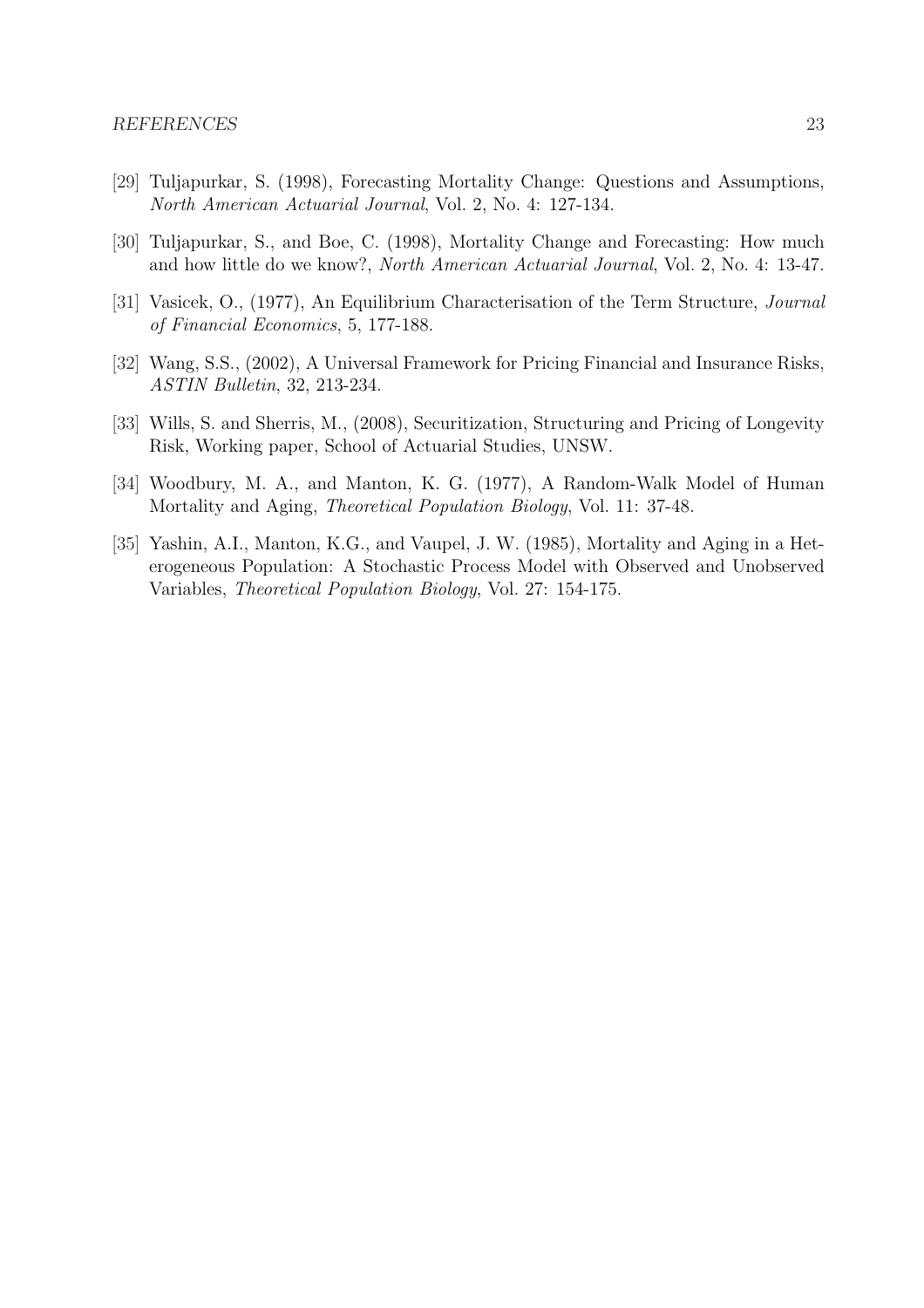[29] Tuljapurkar, S. (1998), Forecasting Mortality Change: Questions and Assumptions, *North American Actuarial Journal*, Vol. 2, No. 4: 127-134.

[30] Tuljapurkar, S., and Boe, C. (1998), Mortality Change and Forecasting: How much and how little do we know?, *North American Actuarial Journal*, Vol. 2, No. 4: 13-47.

[31] Vasicek, O., (1977), An Equilibrium Characterisation of the Term Structure, *Journal of Financial Economics*, 5, 177-188.

[32] Wang, S.S., (2002), A Universal Framework for Pricing Financial and Insurance Risks, *ASTIN Bulletin*, 32, 213-234.

[33] Wills, S. and Sherris, M., (2008), Securitization, Structuring and Pricing of Longevity Risk, Working paper, School of Actuarial Studies, UNSW.

[34] Woodbury, M. A., and Manton, K. G. (1977), A Random-Walk Model of Human Mortality and Aging, *Theoretical Population Biology*, Vol. 11: 37-48.

[35] Yashin, A.I., Manton, K.G., and Vaupel, J. W. (1985), Mortality and Aging in a Heterogeneous Population: A Stochastic Process Model with Observed and Unobserved Variables, *Theoretical Population Biology*, Vol. 27: 154-175.